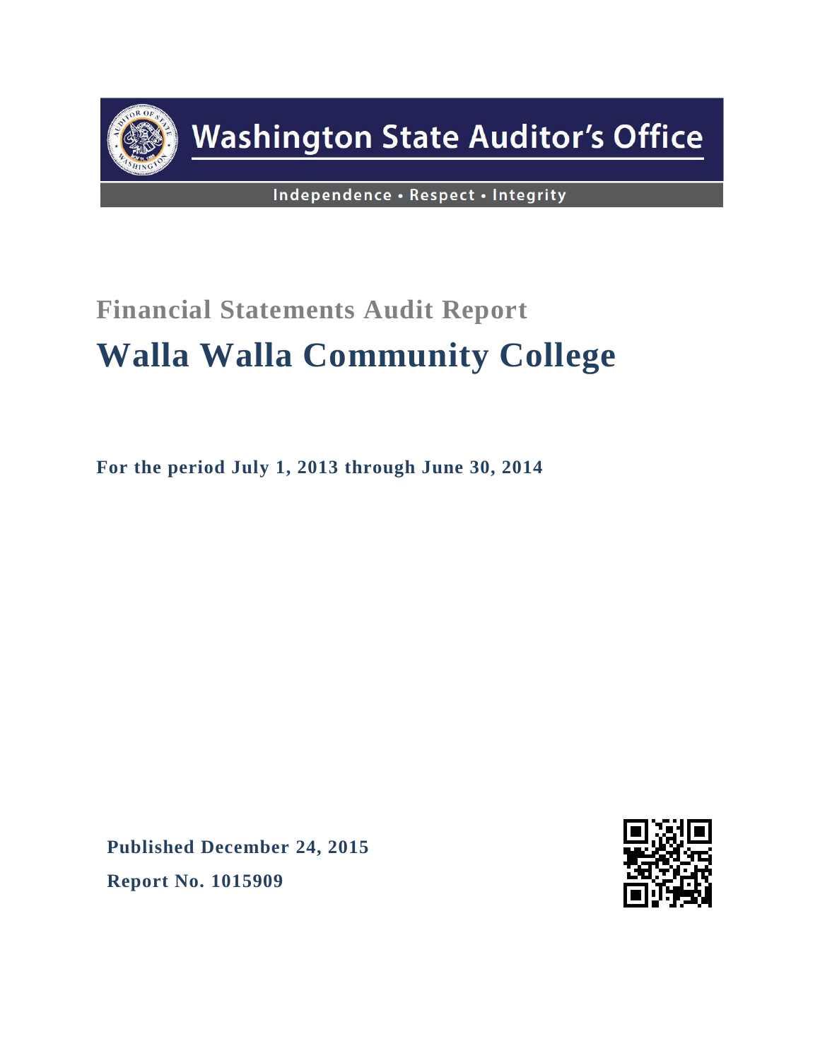# Washington State Auditor's Office

Independence • Respect • Integrity

## Financial Statements Audit Report

# Walla Walla Community College

**For the period July 1, 2013 through June 30, 2014**

**Published December 24, 2015**

**Report No. 1015909**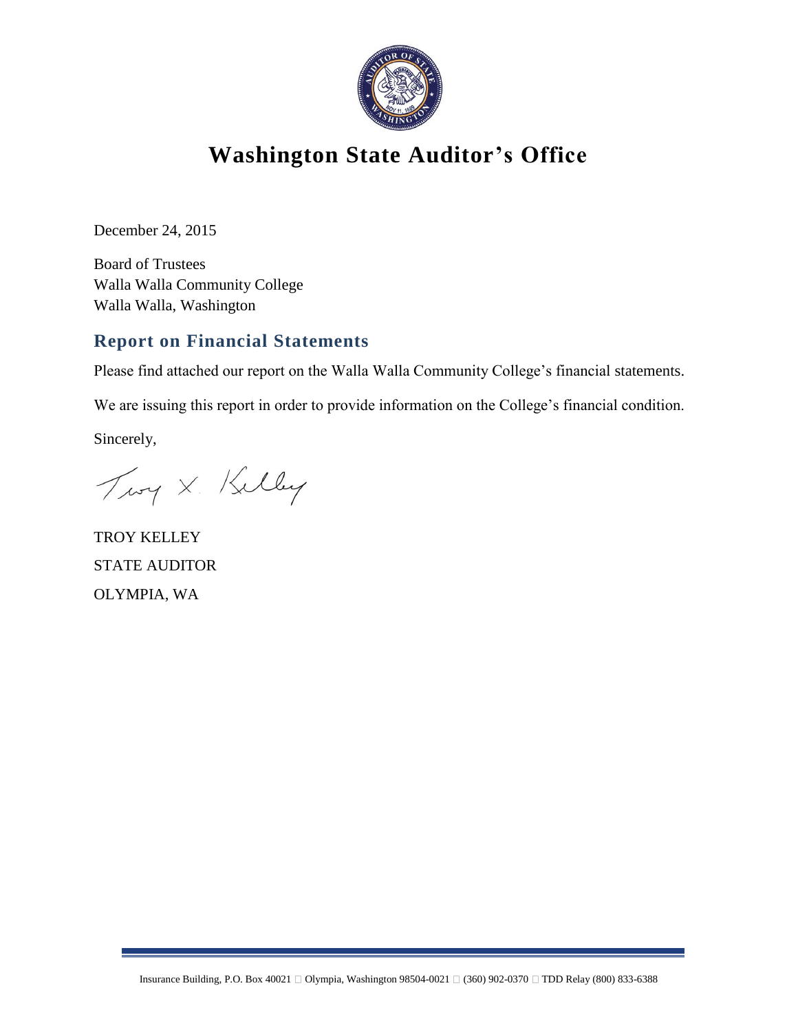# Washington State Auditor's Office

December 24, 2015

Board of Trustees
Walla Walla Community College
Walla Walla, Washington

## Report on Financial Statements

Please find attached our report on the Walla Walla Community College's financial statements.

We are issuing this report in order to provide information on the College's financial condition.

Sincerely,

TROY KELLEY
STATE AUDITOR
OLYMPIA, WA

Insurance Building, P.O. Box 40021 ▪ Olympia, Washington 98504-0021 ▪ (360) 902-0370 ▪ TDD Relay (800) 833-6388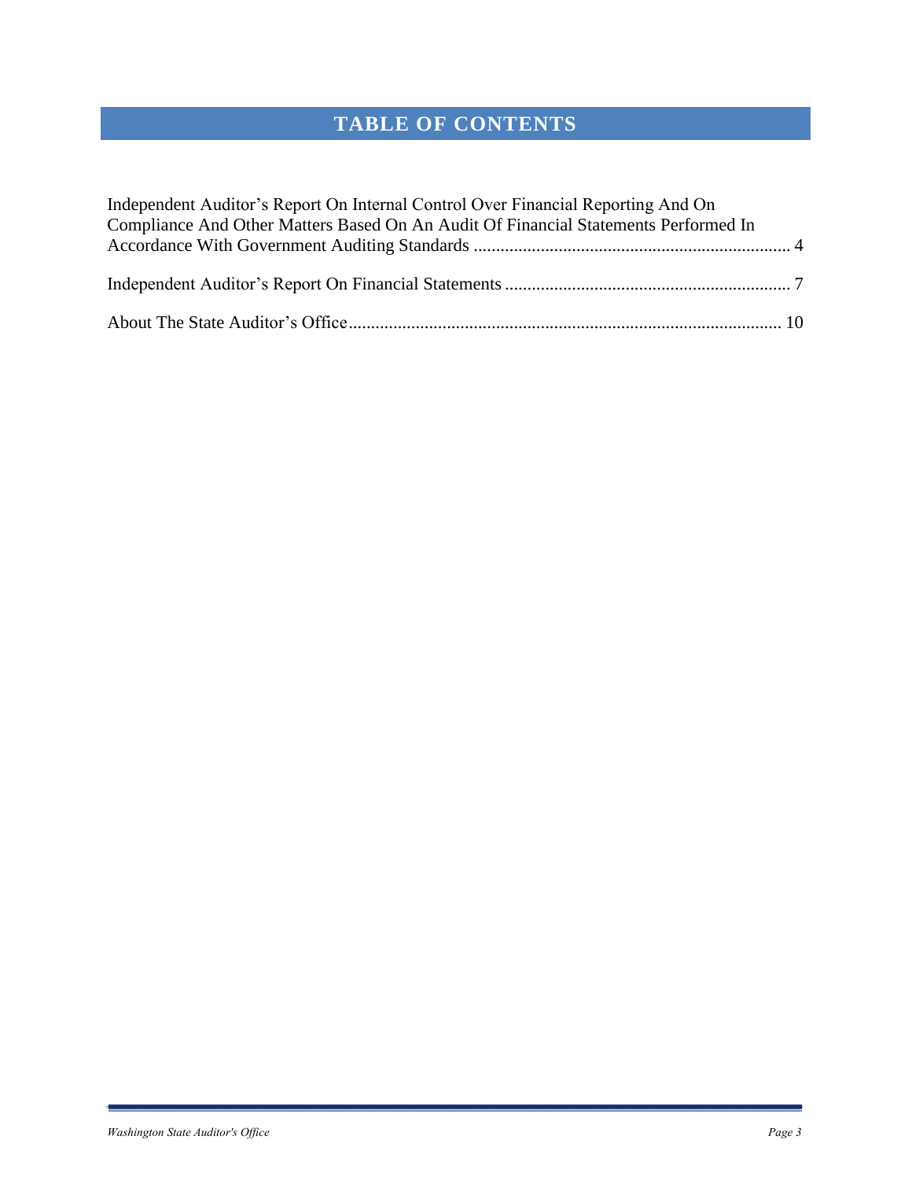# TABLE OF CONTENTS

Independent Auditor's Report On Internal Control Over Financial Reporting And On Compliance And Other Matters Based On An Audit Of Financial Statements Performed In Accordance With Government Auditing Standards ...................................................................... 4

Independent Auditor's Report On Financial Statements ............................................................... 7

About The State Auditor's Office ................................................................................................ 10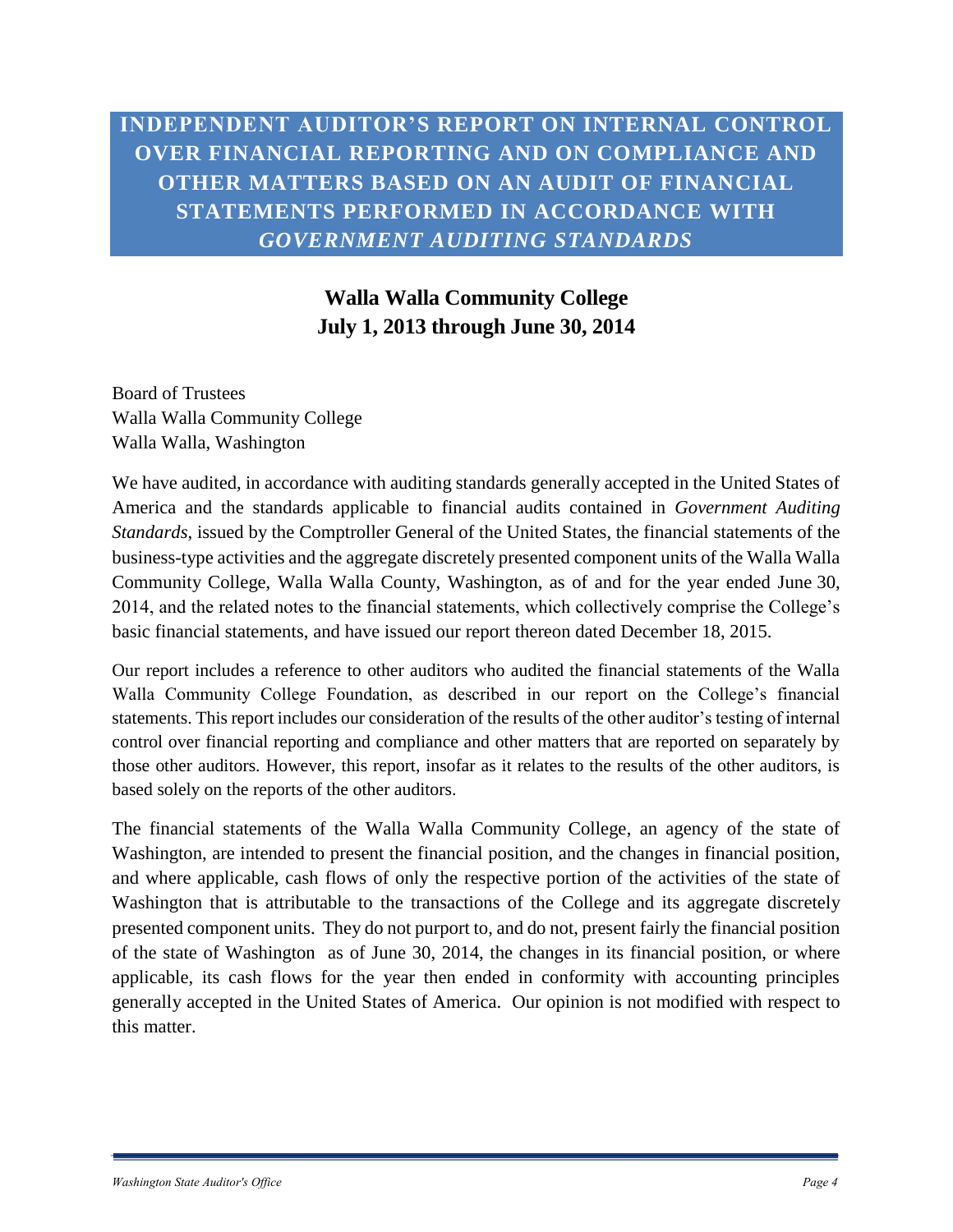# INDEPENDENT AUDITOR'S REPORT ON INTERNAL CONTROL OVER FINANCIAL REPORTING AND ON COMPLIANCE AND OTHER MATTERS BASED ON AN AUDIT OF FINANCIAL STATEMENTS PERFORMED IN ACCORDANCE WITH *GOVERNMENT AUDITING STANDARDS*

## Walla Walla Community College
## July 1, 2013 through June 30, 2014

Board of Trustees
Walla Walla Community College
Walla Walla, Washington

We have audited, in accordance with auditing standards generally accepted in the United States of America and the standards applicable to financial audits contained in *Government Auditing Standards*, issued by the Comptroller General of the United States, the financial statements of the business-type activities and the aggregate discretely presented component units of the Walla Walla Community College, Walla Walla County, Washington, as of and for the year ended June 30, 2014, and the related notes to the financial statements, which collectively comprise the College's basic financial statements, and have issued our report thereon dated December 18, 2015.

Our report includes a reference to other auditors who audited the financial statements of the Walla Walla Community College Foundation, as described in our report on the College's financial statements. This report includes our consideration of the results of the other auditor's testing of internal control over financial reporting and compliance and other matters that are reported on separately by those other auditors. However, this report, insofar as it relates to the results of the other auditors, is based solely on the reports of the other auditors.

The financial statements of the Walla Walla Community College, an agency of the state of Washington, are intended to present the financial position, and the changes in financial position, and where applicable, cash flows of only the respective portion of the activities of the state of Washington that is attributable to the transactions of the College and its aggregate discretely presented component units. They do not purport to, and do not, present fairly the financial position of the state of Washington as of June 30, 2014, the changes in its financial position, or where applicable, its cash flows for the year then ended in conformity with accounting principles generally accepted in the United States of America. Our opinion is not modified with respect to this matter.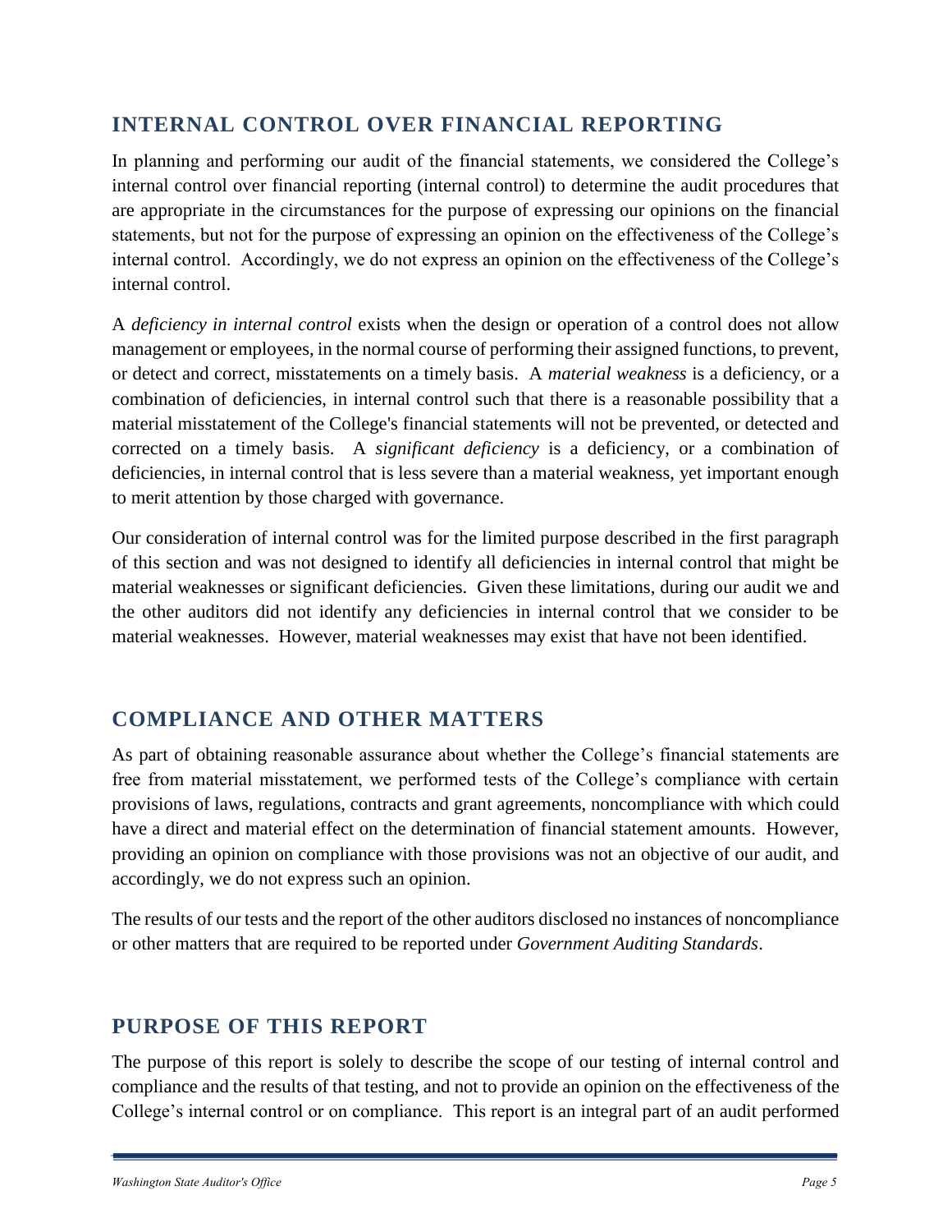## INTERNAL CONTROL OVER FINANCIAL REPORTING

In planning and performing our audit of the financial statements, we considered the College's internal control over financial reporting (internal control) to determine the audit procedures that are appropriate in the circumstances for the purpose of expressing our opinions on the financial statements, but not for the purpose of expressing an opinion on the effectiveness of the College's internal control. Accordingly, we do not express an opinion on the effectiveness of the College's internal control.

A *deficiency in internal control* exists when the design or operation of a control does not allow management or employees, in the normal course of performing their assigned functions, to prevent, or detect and correct, misstatements on a timely basis. A *material weakness* is a deficiency, or a combination of deficiencies, in internal control such that there is a reasonable possibility that a material misstatement of the College's financial statements will not be prevented, or detected and corrected on a timely basis. A *significant deficiency* is a deficiency, or a combination of deficiencies, in internal control that is less severe than a material weakness, yet important enough to merit attention by those charged with governance.

Our consideration of internal control was for the limited purpose described in the first paragraph of this section and was not designed to identify all deficiencies in internal control that might be material weaknesses or significant deficiencies. Given these limitations, during our audit we and the other auditors did not identify any deficiencies in internal control that we consider to be material weaknesses. However, material weaknesses may exist that have not been identified.

## COMPLIANCE AND OTHER MATTERS

As part of obtaining reasonable assurance about whether the College's financial statements are free from material misstatement, we performed tests of the College's compliance with certain provisions of laws, regulations, contracts and grant agreements, noncompliance with which could have a direct and material effect on the determination of financial statement amounts. However, providing an opinion on compliance with those provisions was not an objective of our audit, and accordingly, we do not express such an opinion.

The results of our tests and the report of the other auditors disclosed no instances of noncompliance or other matters that are required to be reported under *Government Auditing Standards*.

## PURPOSE OF THIS REPORT

The purpose of this report is solely to describe the scope of our testing of internal control and compliance and the results of that testing, and not to provide an opinion on the effectiveness of the College's internal control or on compliance. This report is an integral part of an audit performed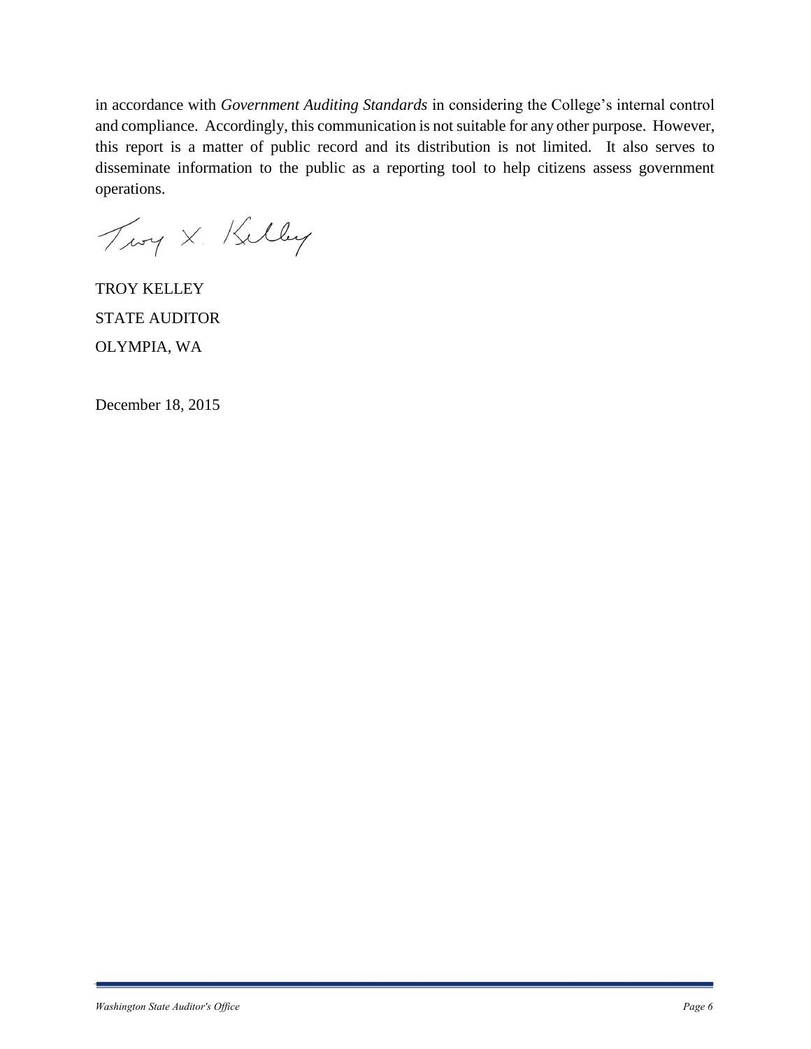in accordance with *Government Auditing Standards* in considering the College's internal control and compliance. Accordingly, this communication is not suitable for any other purpose. However, this report is a matter of public record and its distribution is not limited. It also serves to disseminate information to the public as a reporting tool to help citizens assess government operations.

Troy X. Kelley

TROY KELLEY

STATE AUDITOR

OLYMPIA, WA

December 18, 2015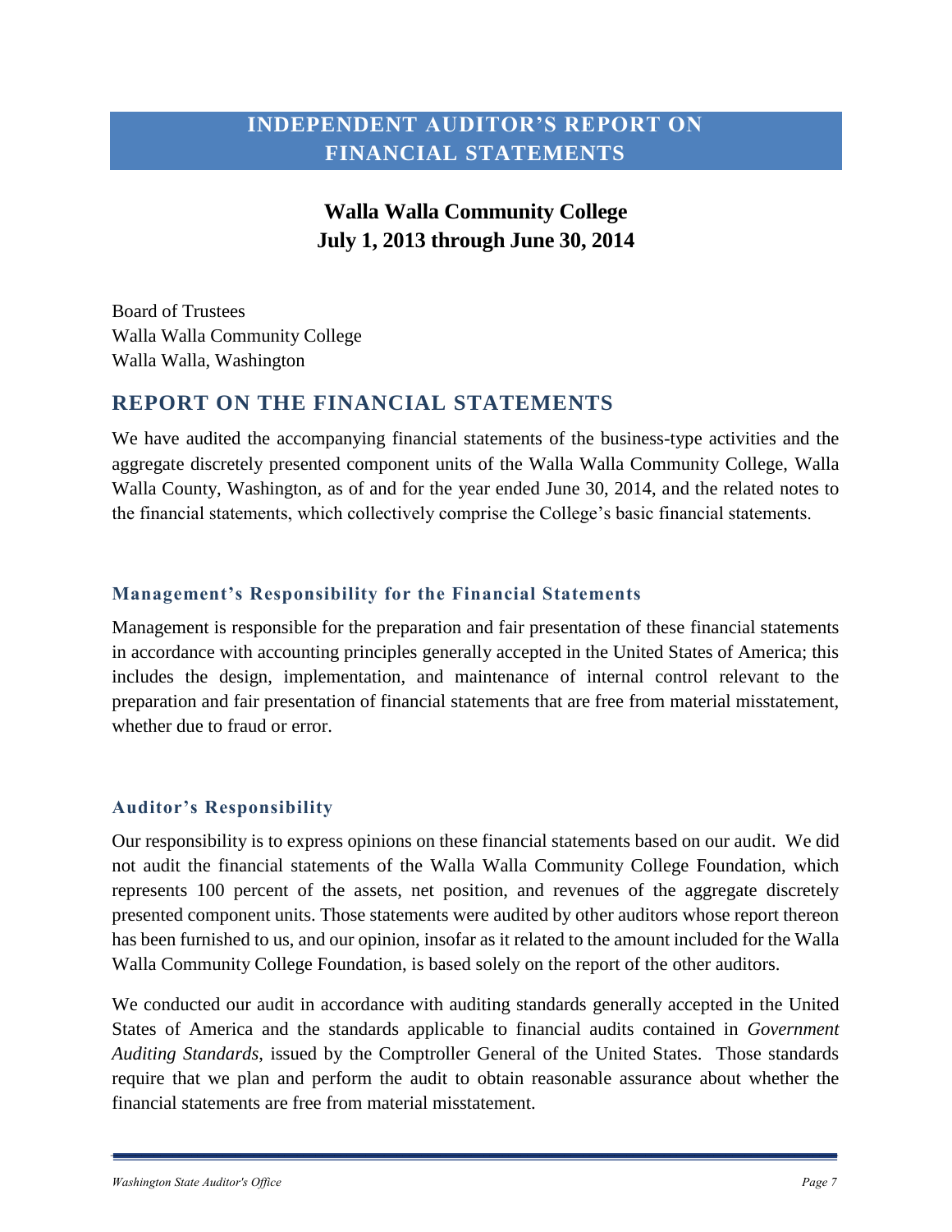# INDEPENDENT AUDITOR'S REPORT ON FINANCIAL STATEMENTS

## Walla Walla Community College
## July 1, 2013 through June 30, 2014

Board of Trustees
Walla Walla Community College
Walla Walla, Washington

## REPORT ON THE FINANCIAL STATEMENTS

We have audited the accompanying financial statements of the business-type activities and the aggregate discretely presented component units of the Walla Walla Community College, Walla Walla County, Washington, as of and for the year ended June 30, 2014, and the related notes to the financial statements, which collectively comprise the College's basic financial statements.

### Management's Responsibility for the Financial Statements

Management is responsible for the preparation and fair presentation of these financial statements in accordance with accounting principles generally accepted in the United States of America; this includes the design, implementation, and maintenance of internal control relevant to the preparation and fair presentation of financial statements that are free from material misstatement, whether due to fraud or error.

### Auditor's Responsibility

Our responsibility is to express opinions on these financial statements based on our audit. We did not audit the financial statements of the Walla Walla Community College Foundation, which represents 100 percent of the assets, net position, and revenues of the aggregate discretely presented component units. Those statements were audited by other auditors whose report thereon has been furnished to us, and our opinion, insofar as it related to the amount included for the Walla Walla Community College Foundation, is based solely on the report of the other auditors.

We conducted our audit in accordance with auditing standards generally accepted in the United States of America and the standards applicable to financial audits contained in *Government Auditing Standards*, issued by the Comptroller General of the United States. Those standards require that we plan and perform the audit to obtain reasonable assurance about whether the financial statements are free from material misstatement.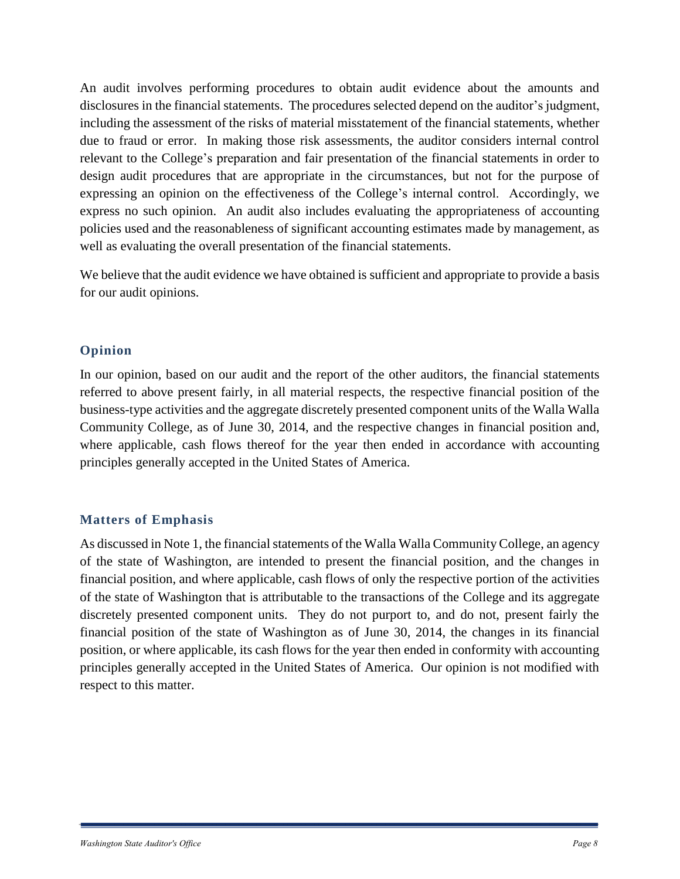An audit involves performing procedures to obtain audit evidence about the amounts and disclosures in the financial statements. The procedures selected depend on the auditor's judgment, including the assessment of the risks of material misstatement of the financial statements, whether due to fraud or error. In making those risk assessments, the auditor considers internal control relevant to the College's preparation and fair presentation of the financial statements in order to design audit procedures that are appropriate in the circumstances, but not for the purpose of expressing an opinion on the effectiveness of the College's internal control. Accordingly, we express no such opinion. An audit also includes evaluating the appropriateness of accounting policies used and the reasonableness of significant accounting estimates made by management, as well as evaluating the overall presentation of the financial statements.

We believe that the audit evidence we have obtained is sufficient and appropriate to provide a basis for our audit opinions.

### Opinion

In our opinion, based on our audit and the report of the other auditors, the financial statements referred to above present fairly, in all material respects, the respective financial position of the business-type activities and the aggregate discretely presented component units of the Walla Walla Community College, as of June 30, 2014, and the respective changes in financial position and, where applicable, cash flows thereof for the year then ended in accordance with accounting principles generally accepted in the United States of America.

### Matters of Emphasis

As discussed in Note 1, the financial statements of the Walla Walla Community College, an agency of the state of Washington, are intended to present the financial position, and the changes in financial position, and where applicable, cash flows of only the respective portion of the activities of the state of Washington that is attributable to the transactions of the College and its aggregate discretely presented component units. They do not purport to, and do not, present fairly the financial position of the state of Washington as of June 30, 2014, the changes in its financial position, or where applicable, its cash flows for the year then ended in conformity with accounting principles generally accepted in the United States of America. Our opinion is not modified with respect to this matter.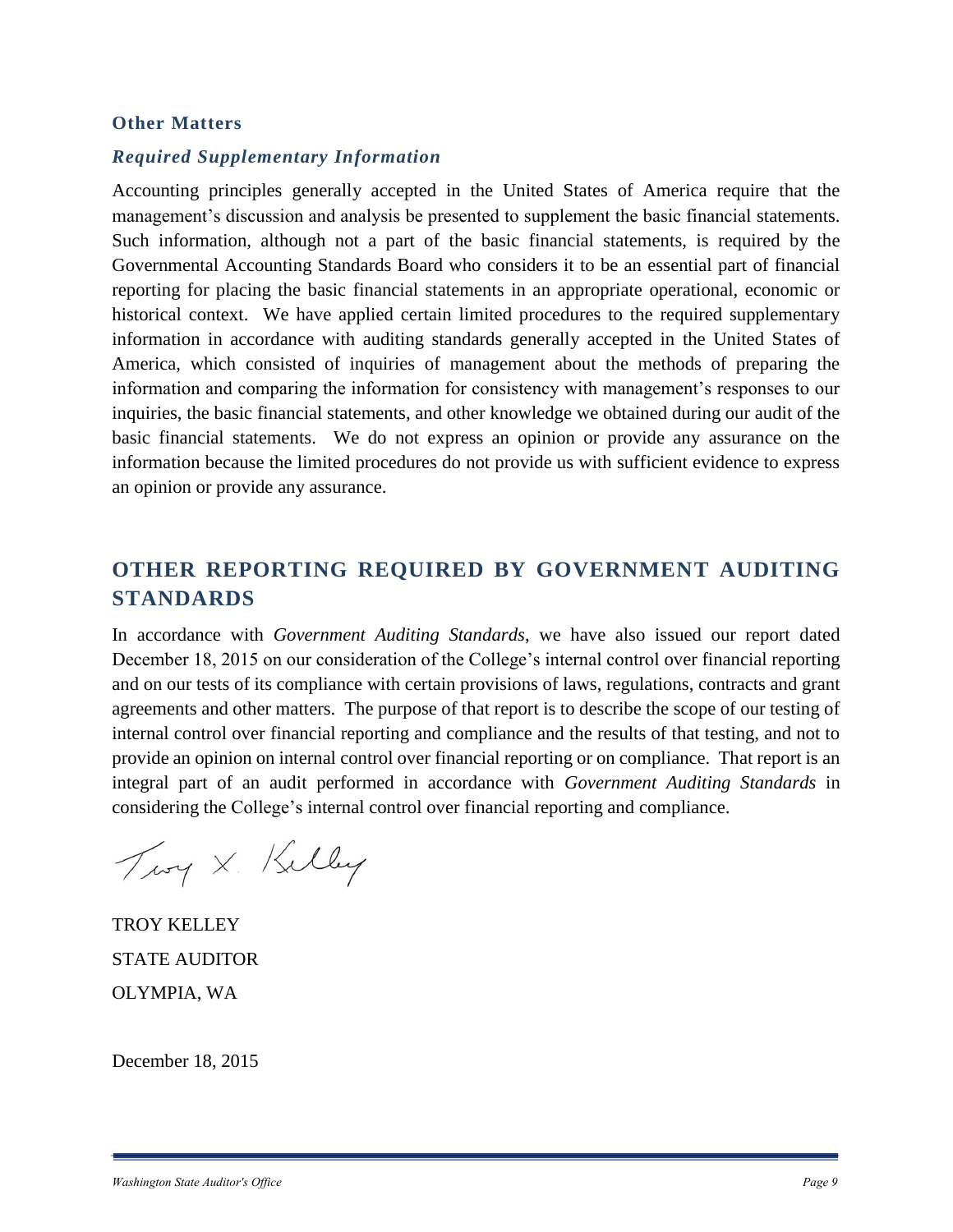### Other Matters

#### *Required Supplementary Information*

Accounting principles generally accepted in the United States of America require that the management's discussion and analysis be presented to supplement the basic financial statements. Such information, although not a part of the basic financial statements, is required by the Governmental Accounting Standards Board who considers it to be an essential part of financial reporting for placing the basic financial statements in an appropriate operational, economic or historical context. We have applied certain limited procedures to the required supplementary information in accordance with auditing standards generally accepted in the United States of America, which consisted of inquiries of management about the methods of preparing the information and comparing the information for consistency with management's responses to our inquiries, the basic financial statements, and other knowledge we obtained during our audit of the basic financial statements. We do not express an opinion or provide any assurance on the information because the limited procedures do not provide us with sufficient evidence to express an opinion or provide any assurance.

## OTHER REPORTING REQUIRED BY GOVERNMENT AUDITING STANDARDS

In accordance with *Government Auditing Standards*, we have also issued our report dated December 18, 2015 on our consideration of the College's internal control over financial reporting and on our tests of its compliance with certain provisions of laws, regulations, contracts and grant agreements and other matters. The purpose of that report is to describe the scope of our testing of internal control over financial reporting and compliance and the results of that testing, and not to provide an opinion on internal control over financial reporting or on compliance. That report is an integral part of an audit performed in accordance with *Government Auditing Standards* in considering the College's internal control over financial reporting and compliance.

Troy X. Kelley

TROY KELLEY
STATE AUDITOR
OLYMPIA, WA

December 18, 2015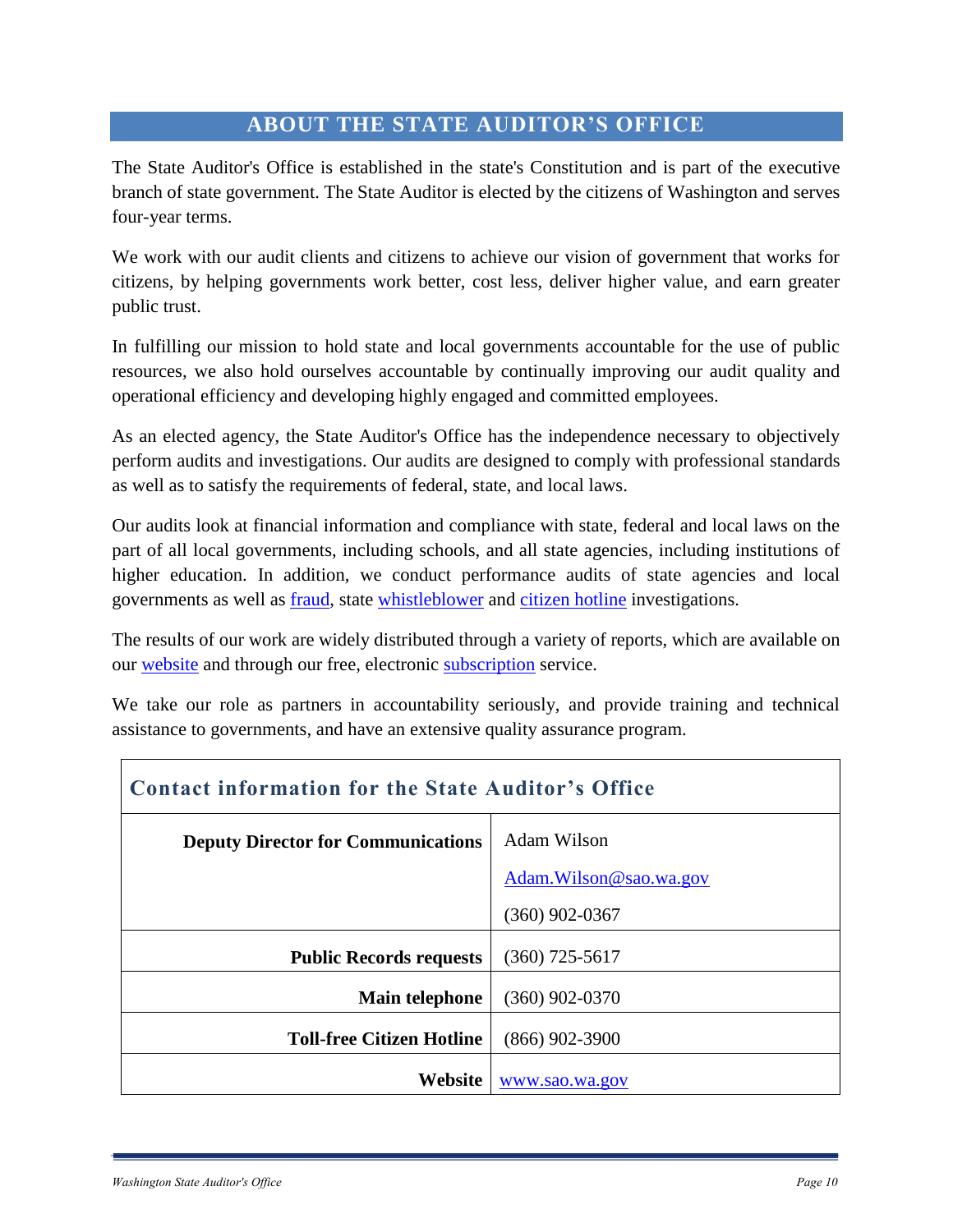## ABOUT THE STATE AUDITOR'S OFFICE

The State Auditor's Office is established in the state's Constitution and is part of the executive branch of state government. The State Auditor is elected by the citizens of Washington and serves four-year terms.

We work with our audit clients and citizens to achieve our vision of government that works for citizens, by helping governments work better, cost less, deliver higher value, and earn greater public trust.

In fulfilling our mission to hold state and local governments accountable for the use of public resources, we also hold ourselves accountable by continually improving our audit quality and operational efficiency and developing highly engaged and committed employees.

As an elected agency, the State Auditor's Office has the independence necessary to objectively perform audits and investigations. Our audits are designed to comply with professional standards as well as to satisfy the requirements of federal, state, and local laws.

Our audits look at financial information and compliance with state, federal and local laws on the part of all local governments, including schools, and all state agencies, including institutions of higher education. In addition, we conduct performance audits of state agencies and local governments as well as fraud, state whistleblower and citizen hotline investigations.

The results of our work are widely distributed through a variety of reports, which are available on our website and through our free, electronic subscription service.

We take our role as partners in accountability seriously, and provide training and technical assistance to governments, and have an extensive quality assurance program.

| Contact information for the State Auditor's Office | |
|---|---|
| **Deputy Director for Communications** | Adam Wilson<br>Adam.Wilson@sao.wa.gov<br>(360) 902-0367 |
| **Public Records requests** | (360) 725-5617 |
| **Main telephone** | (360) 902-0370 |
| **Toll-free Citizen Hotline** | (866) 902-3900 |
| **Website** | www.sao.wa.gov |